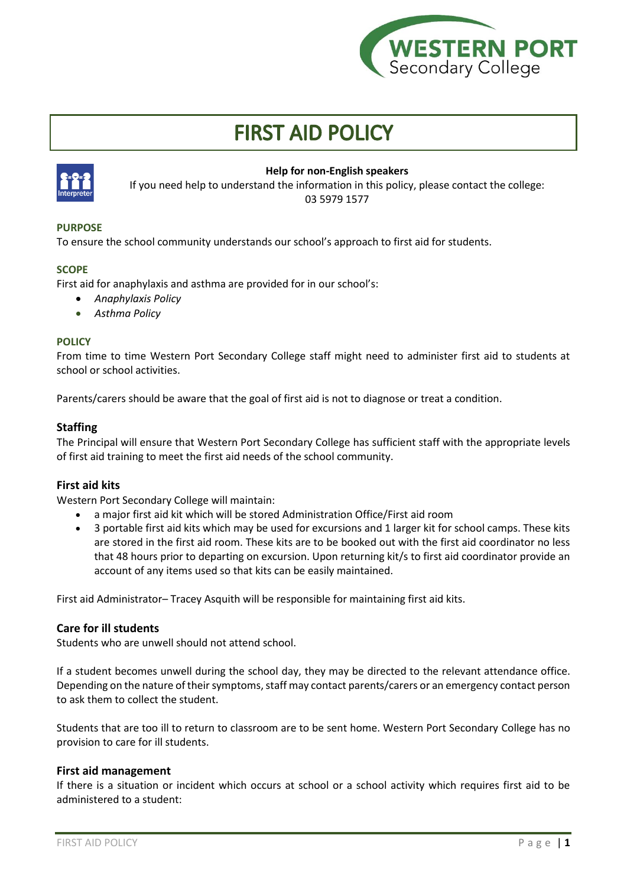# FIRST AID POLICY

**Help for non-English speakers**

If you need help to understand the information in this policy, please contact the college: 03 5979 1577

## PURPOSE

To ensure the school community understands our school's approach to first aid for students.

## SCOPE

First aid for anaphylaxis and asthma are provided for in our school's:

- *Anaphylaxis Policy*
- *Asthma Policy*

## POLICY

From time to time Western Port Secondary College staff might need to administer first aid to students at school or school activities.

Parents/carers should be aware that the goal of first aid is not to diagnose or treat a condition.

### Staffing

The Principal will ensure that Western Port Secondary College has sufficient staff with the appropriate levels of first aid training to meet the first aid needs of the school community.

### First aid kits

Western Port Secondary College will maintain:

- a major first aid kit which will be stored Administration Office/First aid room
- 3 portable first aid kits which may be used for excursions and 1 larger kit for school camps. These kits are stored in the first aid room. These kits are to be booked out with the first aid coordinator no less that 48 hours prior to departing on excursion. Upon returning kit/s to first aid coordinator provide an account of any items used so that kits can be easily maintained.

First aid Administrator– Tracey Asquith will be responsible for maintaining first aid kits.

### Care for ill students

Students who are unwell should not attend school.

If a student becomes unwell during the school day, they may be directed to the relevant attendance office. Depending on the nature of their symptoms, staff may contact parents/carers or an emergency contact person to ask them to collect the student.

Students that are too ill to return to classroom are to be sent home. Western Port Secondary College has no provision to care for ill students.

### First aid management

If there is a situation or incident which occurs at school or a school activity which requires first aid to be administered to a student: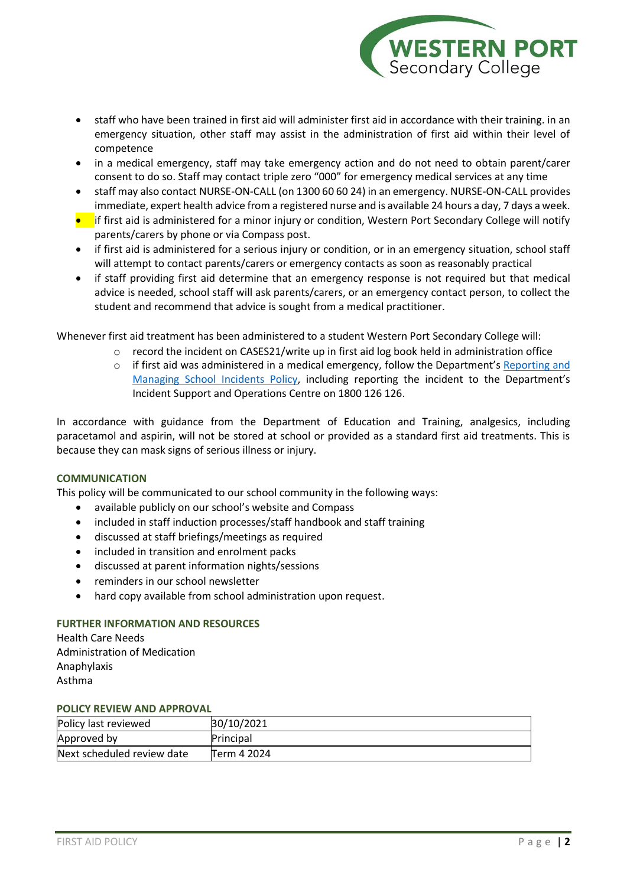- staff who have been trained in first aid will administer first aid in accordance with their training. in an emergency situation, other staff may assist in the administration of first aid within their level of competence
- in a medical emergency, staff may take emergency action and do not need to obtain parent/carer consent to do so. Staff may contact triple zero "000" for emergency medical services at any time
- staff may also contact NURSE-ON-CALL (on 1300 60 60 24) in an emergency. NURSE-ON-CALL provides immediate, expert health advice from a registered nurse and is available 24 hours a day, 7 days a week.
- if first aid is administered for a minor injury or condition, Western Port Secondary College will notify parents/carers by phone or via Compass post.
- if first aid is administered for a serious injury or condition, or in an emergency situation, school staff will attempt to contact parents/carers or emergency contacts as soon as reasonably practical
- if staff providing first aid determine that an emergency response is not required but that medical advice is needed, school staff will ask parents/carers, or an emergency contact person, to collect the student and recommend that advice is sought from a medical practitioner.

Whenever first aid treatment has been administered to a student Western Port Secondary College will:

- record the incident on CASES21/write up in first aid log book held in administration office
- if first aid was administered in a medical emergency, follow the Department's Reporting and Managing School Incidents Policy, including reporting the incident to the Department's Incident Support and Operations Centre on 1800 126 126.

In accordance with guidance from the Department of Education and Training, analgesics, including paracetamol and aspirin, will not be stored at school or provided as a standard first aid treatments. This is because they can mask signs of serious illness or injury.

## COMMUNICATION

This policy will be communicated to our school community in the following ways:

- available publicly on our school's website and Compass
- included in staff induction processes/staff handbook and staff training
- discussed at staff briefings/meetings as required
- included in transition and enrolment packs
- discussed at parent information nights/sessions
- reminders in our school newsletter
- hard copy available from school administration upon request.

## FURTHER INFORMATION AND RESOURCES

Health Care Needs
Administration of Medication
Anaphylaxis
Asthma

## POLICY REVIEW AND APPROVAL

| | |
|---|---|
| Policy last reviewed | 30/10/2021 |
| Approved by | Principal |
| Next scheduled review date | Term 4 2024 |